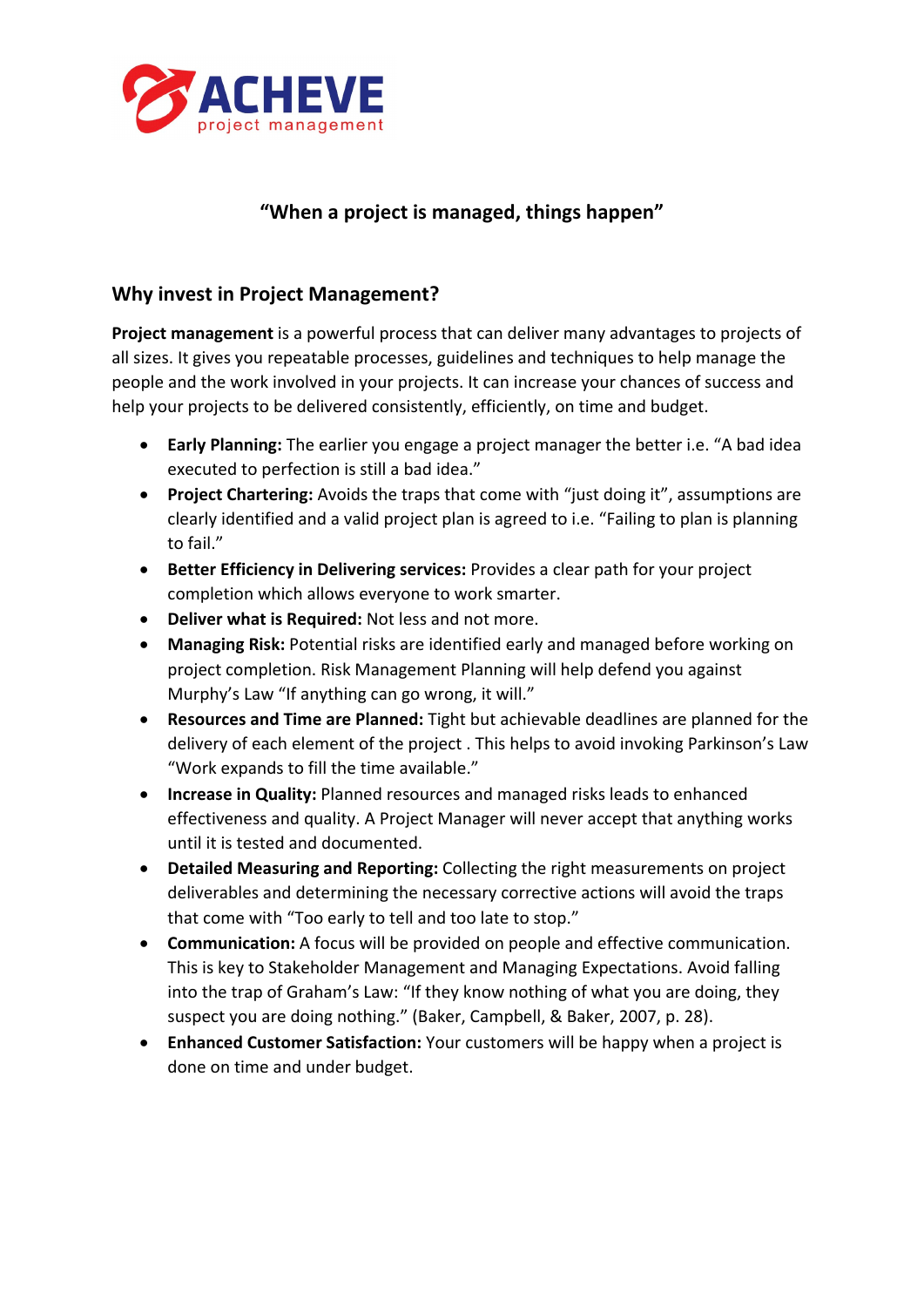**ACHEVE**
project management

**"When a project is managed, things happen"**

## Why invest in Project Management?

**Project management** is a powerful process that can deliver many advantages to projects of all sizes. It gives you repeatable processes, guidelines and techniques to help manage the people and the work involved in your projects. It can increase your chances of success and help your projects to be delivered consistently, efficiently, on time and budget.

- **Early Planning:** The earlier you engage a project manager the better i.e. "A bad idea executed to perfection is still a bad idea."
- **Project Chartering:** Avoids the traps that come with "just doing it", assumptions are clearly identified and a valid project plan is agreed to i.e. "Failing to plan is planning to fail."
- **Better Efficiency in Delivering services:** Provides a clear path for your project completion which allows everyone to work smarter.
- **Deliver what is Required:** Not less and not more.
- **Managing Risk:** Potential risks are identified early and managed before working on project completion. Risk Management Planning will help defend you against Murphy's Law "If anything can go wrong, it will."
- **Resources and Time are Planned:** Tight but achievable deadlines are planned for the delivery of each element of the project . This helps to avoid invoking Parkinson's Law "Work expands to fill the time available."
- **Increase in Quality:** Planned resources and managed risks leads to enhanced effectiveness and quality. A Project Manager will never accept that anything works until it is tested and documented.
- **Detailed Measuring and Reporting:** Collecting the right measurements on project deliverables and determining the necessary corrective actions will avoid the traps that come with "Too early to tell and too late to stop."
- **Communication:** A focus will be provided on people and effective communication. This is key to Stakeholder Management and Managing Expectations. Avoid falling into the trap of Graham's Law: "If they know nothing of what you are doing, they suspect you are doing nothing." (Baker, Campbell, & Baker, 2007, p. 28).
- **Enhanced Customer Satisfaction:** Your customers will be happy when a project is done on time and under budget.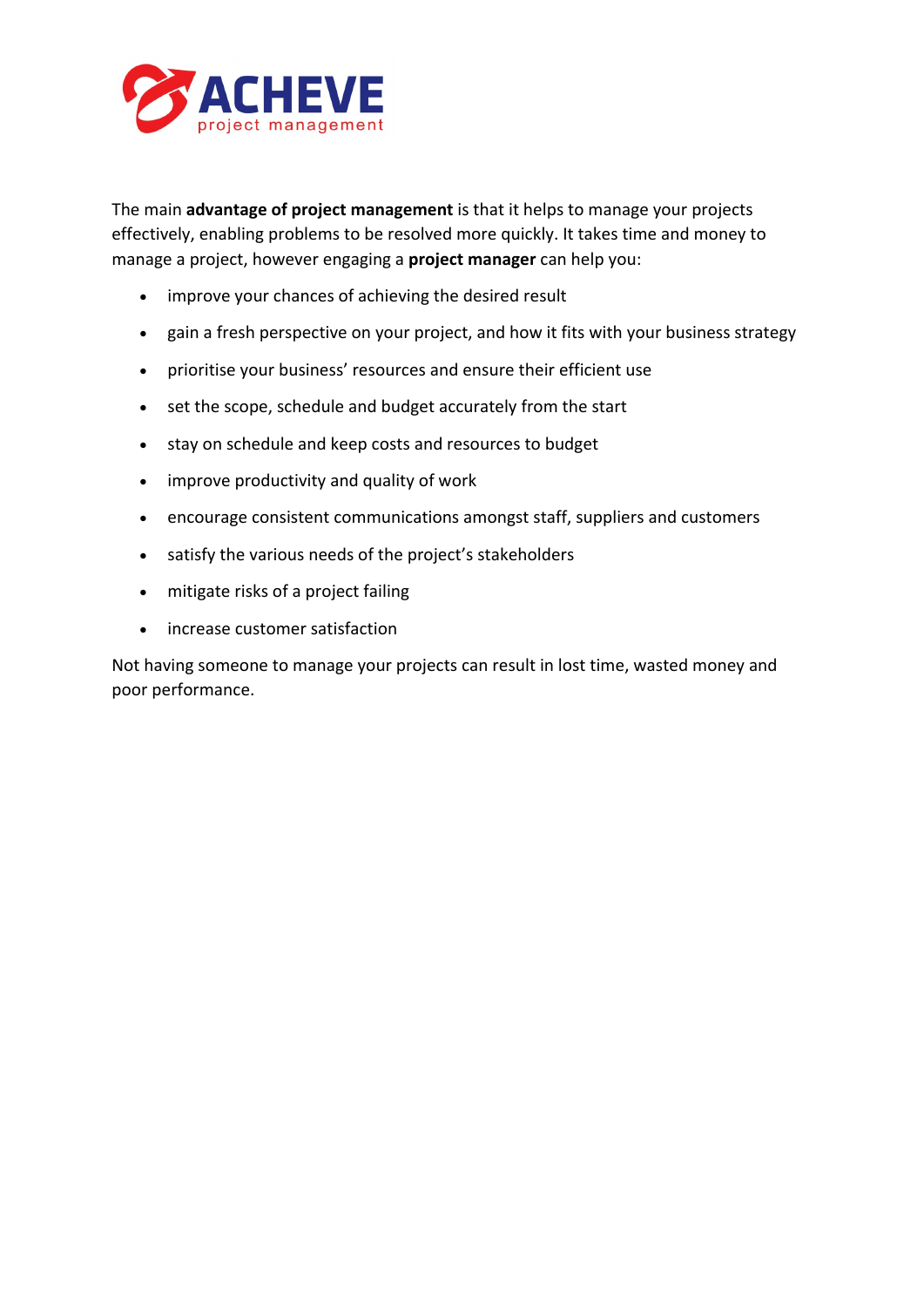The main **advantage of project management** is that it helps to manage your projects effectively, enabling problems to be resolved more quickly. It takes time and money to manage a project, however engaging a **project manager** can help you:

- improve your chances of achieving the desired result
- gain a fresh perspective on your project, and how it fits with your business strategy
- prioritise your business' resources and ensure their efficient use
- set the scope, schedule and budget accurately from the start
- stay on schedule and keep costs and resources to budget
- improve productivity and quality of work
- encourage consistent communications amongst staff, suppliers and customers
- satisfy the various needs of the project's stakeholders
- mitigate risks of a project failing
- increase customer satisfaction

Not having someone to manage your projects can result in lost time, wasted money and poor performance.